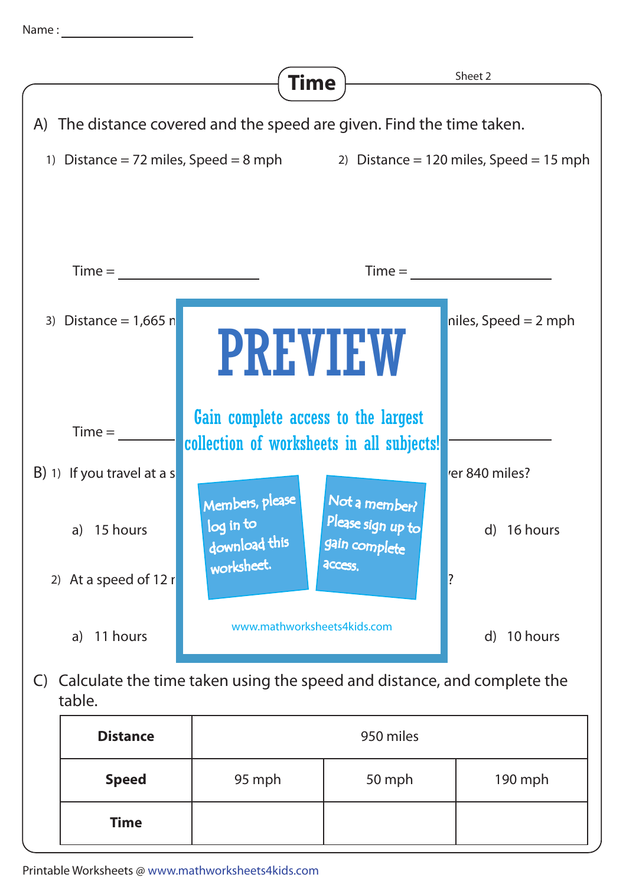Name : ____________________

# Time

Sheet 2

A) The distance covered and the speed are given. Find the time taken.

1) Distance = 72 miles, Speed = 8 mph

Time = ____________________

2) Distance = 120 miles, Speed = 15 mph

Time = ____________________

3) Distance = 1,665 n

Time = ____________________

niles, Speed = 2 mph

____________________

PREVIEW

Gain complete access to the largest collection of worksheets in all subjects!

Members, please log in to download this worksheet.

Not a member? Please sign up to gain complete access.

www.mathworksheets4kids.com

B) 1) If you travel at a s

ver 840 miles?

a) 15 hours

d) 16 hours

2) At a speed of 12 r

?

a) 11 hours

d) 10 hours

C) Calculate the time taken using the speed and distance, and complete the table.

| **Distance** | 950 miles | | |
|---|---|---|---|
| **Speed** | 95 mph | 50 mph | 190 mph |
| **Time** | | | |

Printable Worksheets @ www.mathworksheets4kids.com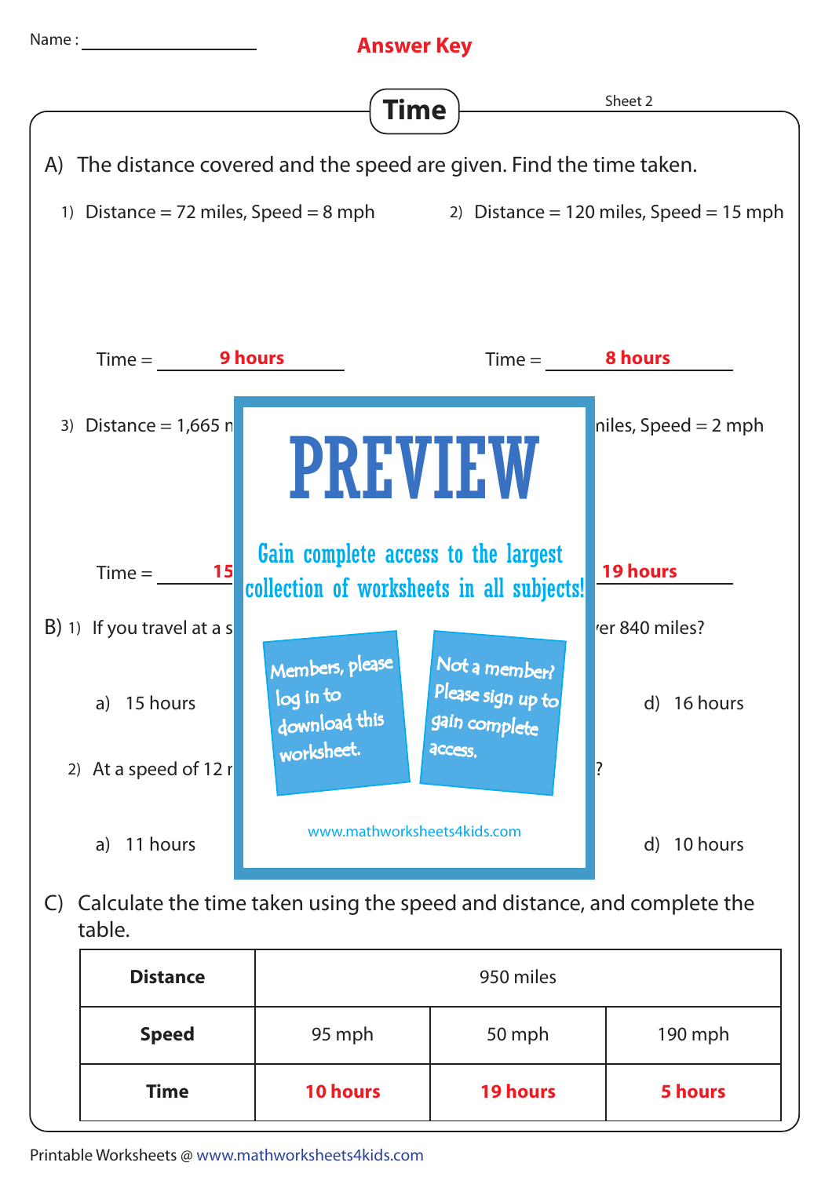Name : ____________

**Answer Key**

# Time

Sheet 2

A) The distance covered and the speed are given. Find the time taken.

1) Distance = 72 miles, Speed = 8 mph

Time = **9 hours**

2) Distance = 120 miles, Speed = 15 mph

Time = **8 hours**

3) Distance = 1,665 n

Time = **15**

niles, Speed = 2 mph

**19 hours**

B) 1) If you travel at a s

ver 840 miles?

a) 15 hours

d) 16 hours

2) At a speed of 12 r

?

a) 11 hours

d) 10 hours

PREVIEW

Gain complete access to the largest collection of worksheets in all subjects!

Members, please log in to download this worksheet.

Not a member? Please sign up to gain complete access.

www.mathworksheets4kids.com

C) Calculate the time taken using the speed and distance, and complete the table.

| | | | |
|---|---|---|---|
| **Distance** | 950 miles | | |
| **Speed** | 95 mph | 50 mph | 190 mph |
| **Time** | **10 hours** | **19 hours** | **5 hours** |

Printable Worksheets @ www.mathworksheets4kids.com